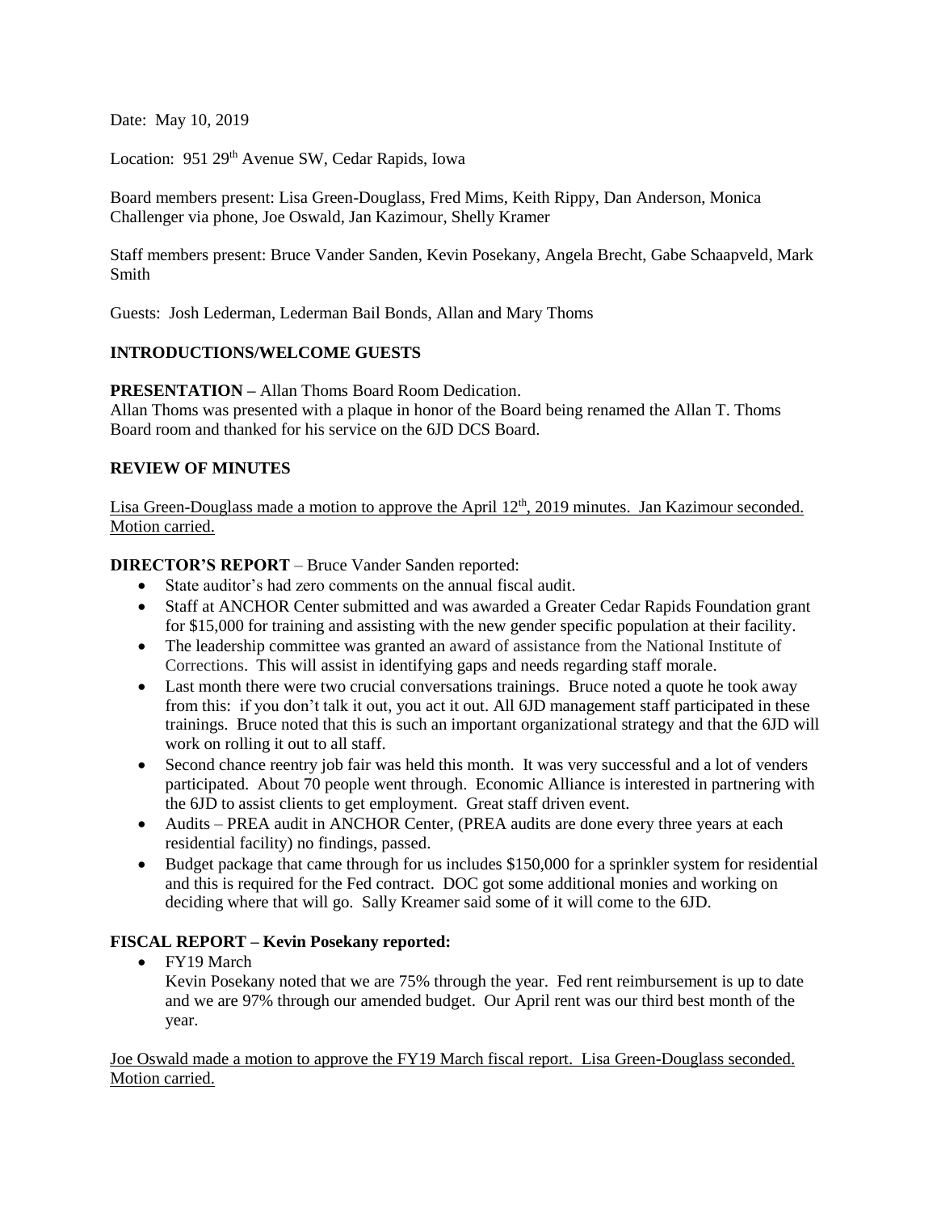Date: May 10, 2019

Location: 951 29th Avenue SW, Cedar Rapids, Iowa

Board members present: Lisa Green-Douglass, Fred Mims, Keith Rippy, Dan Anderson, Monica Challenger via phone, Joe Oswald, Jan Kazimour, Shelly Kramer

Staff members present: Bruce Vander Sanden, Kevin Posekany, Angela Brecht, Gabe Schaapveld, Mark Smith

Guests: Josh Lederman, Lederman Bail Bonds, Allan and Mary Thoms

**INTRODUCTIONS/WELCOME GUESTS**

**PRESENTATION –** Allan Thoms Board Room Dedication.
Allan Thoms was presented with a plaque in honor of the Board being renamed the Allan T. Thoms Board room and thanked for his service on the 6JD DCS Board.

**REVIEW OF MINUTES**

Lisa Green-Douglass made a motion to approve the April 12th, 2019 minutes. Jan Kazimour seconded. Motion carried.

**DIRECTOR'S REPORT** – Bruce Vander Sanden reported:

- State auditor's had zero comments on the annual fiscal audit.
- Staff at ANCHOR Center submitted and was awarded a Greater Cedar Rapids Foundation grant for $15,000 for training and assisting with the new gender specific population at their facility.
- The leadership committee was granted an award of assistance from the National Institute of Corrections. This will assist in identifying gaps and needs regarding staff morale.
- Last month there were two crucial conversations trainings. Bruce noted a quote he took away from this: if you don't talk it out, you act it out. All 6JD management staff participated in these trainings. Bruce noted that this is such an important organizational strategy and that the 6JD will work on rolling it out to all staff.
- Second chance reentry job fair was held this month. It was very successful and a lot of venders participated. About 70 people went through. Economic Alliance is interested in partnering with the 6JD to assist clients to get employment. Great staff driven event.
- Audits – PREA audit in ANCHOR Center, (PREA audits are done every three years at each residential facility) no findings, passed.
- Budget package that came through for us includes $150,000 for a sprinkler system for residential and this is required for the Fed contract. DOC got some additional monies and working on deciding where that will go. Sally Kreamer said some of it will come to the 6JD.

**FISCAL REPORT – Kevin Posekany reported:**

- FY19 March
  Kevin Posekany noted that we are 75% through the year. Fed rent reimbursement is up to date and we are 97% through our amended budget. Our April rent was our third best month of the year.

Joe Oswald made a motion to approve the FY19 March fiscal report. Lisa Green-Douglass seconded. Motion carried.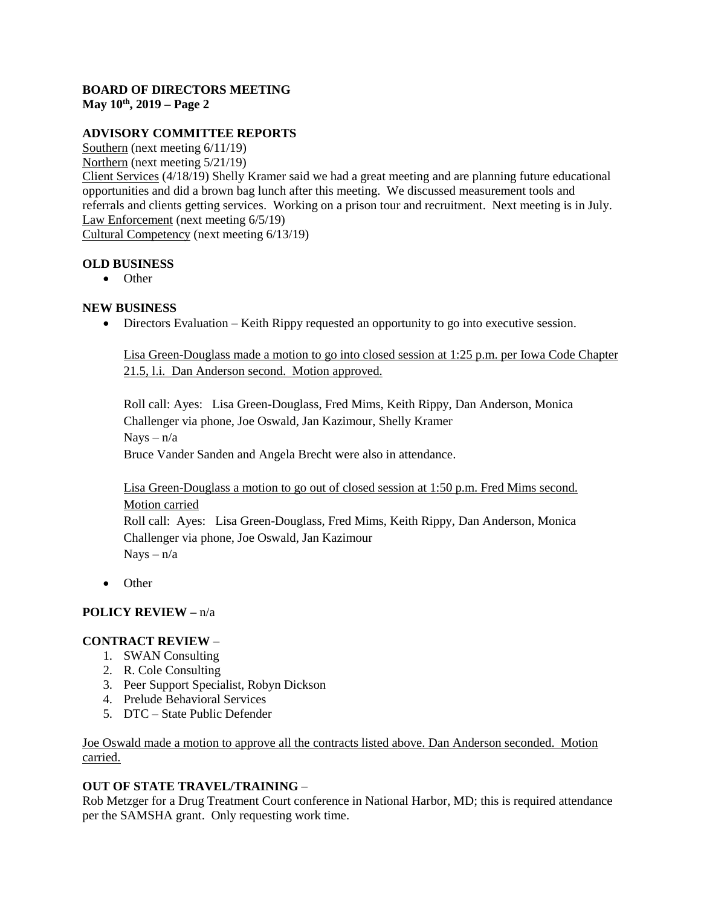**BOARD OF DIRECTORS MEETING**
**May 10th, 2019 – Page 2**

**ADVISORY COMMITTEE REPORTS**

Southern (next meeting 6/11/19)
Northern (next meeting 5/21/19)
Client Services (4/18/19) Shelly Kramer said we had a great meeting and are planning future educational opportunities and did a brown bag lunch after this meeting. We discussed measurement tools and referrals and clients getting services. Working on a prison tour and recruitment. Next meeting is in July.
Law Enforcement (next meeting 6/5/19)
Cultural Competency (next meeting 6/13/19)

**OLD BUSINESS**

- Other

**NEW BUSINESS**

- Directors Evaluation – Keith Rippy requested an opportunity to go into executive session.

  Lisa Green-Douglass made a motion to go into closed session at 1:25 p.m. per Iowa Code Chapter 21.5, l.i. Dan Anderson second. Motion approved.

  Roll call: Ayes: Lisa Green-Douglass, Fred Mims, Keith Rippy, Dan Anderson, Monica Challenger via phone, Joe Oswald, Jan Kazimour, Shelly Kramer
  Nays – n/a
  Bruce Vander Sanden and Angela Brecht were also in attendance.

  Lisa Green-Douglass a motion to go out of closed session at 1:50 p.m. Fred Mims second. Motion carried
  Roll call: Ayes: Lisa Green-Douglass, Fred Mims, Keith Rippy, Dan Anderson, Monica Challenger via phone, Joe Oswald, Jan Kazimour
  Nays – n/a

- Other

**POLICY REVIEW –** n/a

**CONTRACT REVIEW** –

1. SWAN Consulting
2. R. Cole Consulting
3. Peer Support Specialist, Robyn Dickson
4. Prelude Behavioral Services
5. DTC – State Public Defender

Joe Oswald made a motion to approve all the contracts listed above. Dan Anderson seconded. Motion carried.

**OUT OF STATE TRAVEL/TRAINING** –

Rob Metzger for a Drug Treatment Court conference in National Harbor, MD; this is required attendance per the SAMSHA grant. Only requesting work time.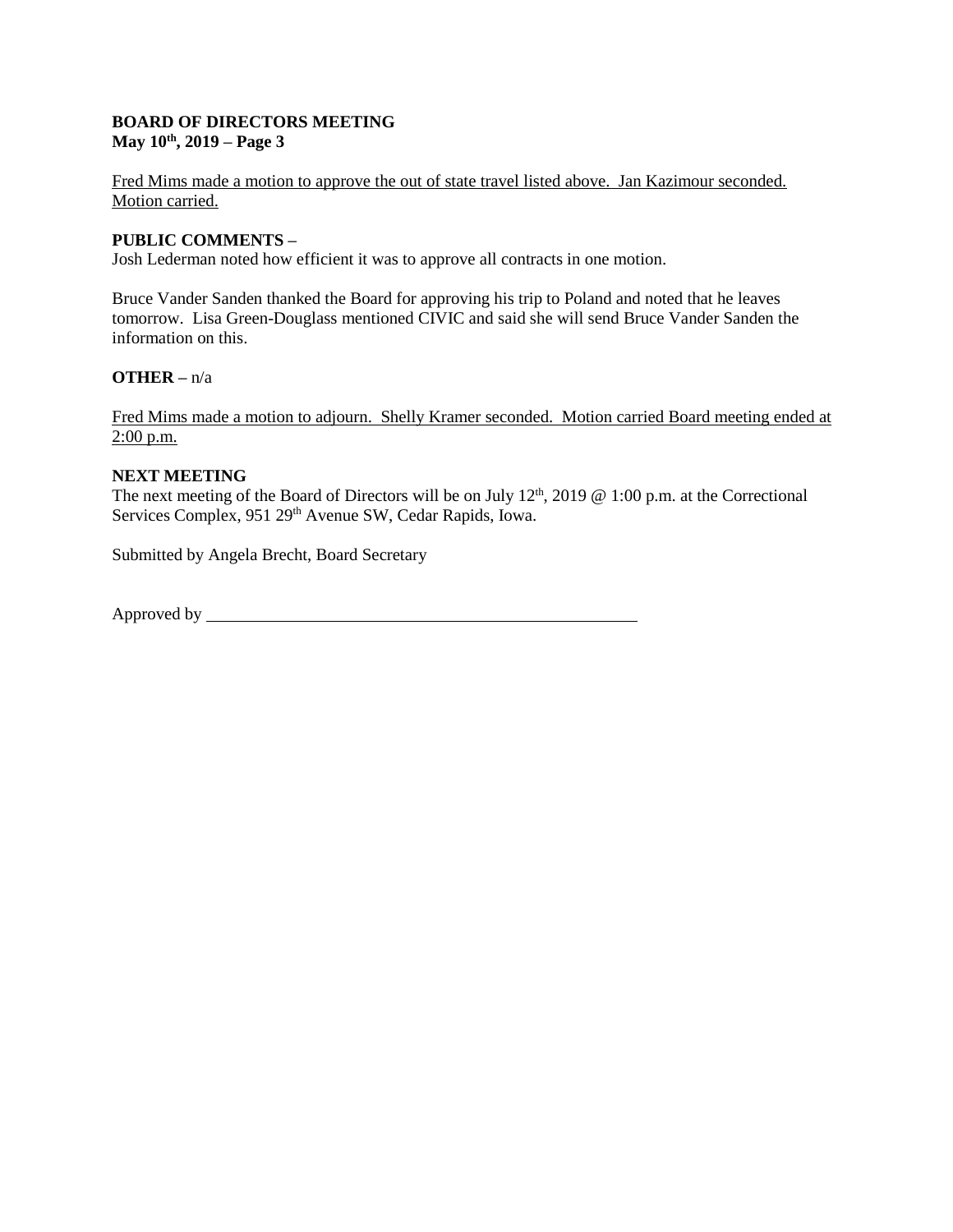Fred Mims made a motion to approve the out of state travel listed above. Jan Kazimour seconded. Motion carried.

**PUBLIC COMMENTS –**

Josh Lederman noted how efficient it was to approve all contracts in one motion.

Bruce Vander Sanden thanked the Board for approving his trip to Poland and noted that he leaves tomorrow. Lisa Green-Douglass mentioned CIVIC and said she will send Bruce Vander Sanden the information on this.

**OTHER –** n/a

Fred Mims made a motion to adjourn. Shelly Kramer seconded. Motion carried Board meeting ended at 2:00 p.m.

**NEXT MEETING**

The next meeting of the Board of Directors will be on July 12th, 2019 @ 1:00 p.m. at the Correctional Services Complex, 951 29th Avenue SW, Cedar Rapids, Iowa.

Submitted by Angela Brecht, Board Secretary

Approved by \_\_\_\_\_\_\_\_\_\_\_\_\_\_\_\_\_\_\_\_\_\_\_\_\_\_\_\_\_\_\_\_\_\_\_\_\_\_\_\_\_\_\_\_\_\_